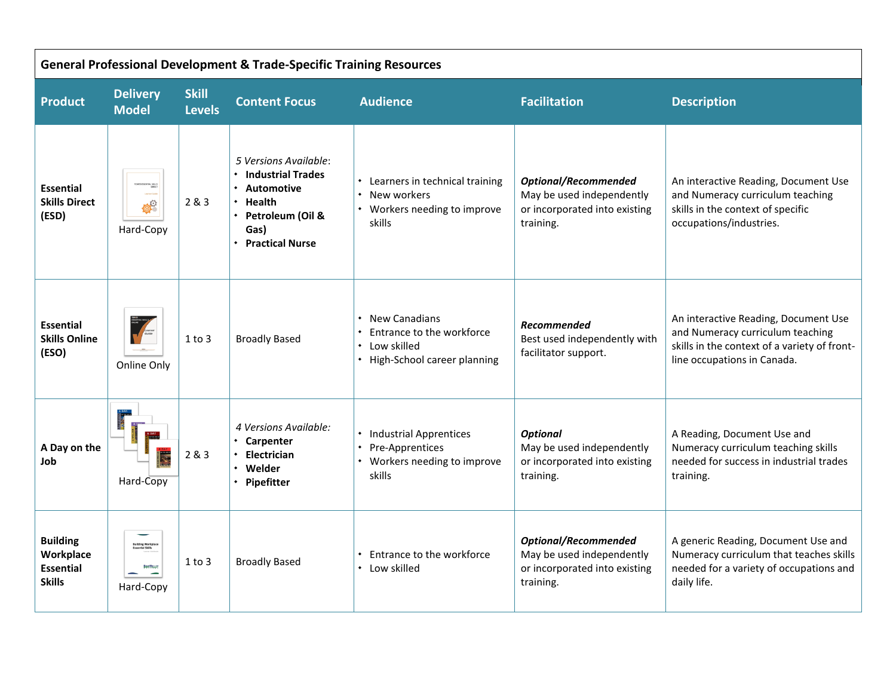## General Professional Development & Trade-Specific Training Resources

| Product | Delivery Model | Skill Levels | Content Focus | Audience | Facilitation | Description |
|---|---|---|---|---|---|---|
| **Essential Skills Direct (ESD)** | Hard-Copy | 2 & 3 | *5 Versions Available*:<br>• **Industrial Trades**<br>• **Automotive**<br>• **Health**<br>• **Petroleum (Oil & Gas)**<br>• **Practical Nurse** | • Learners in technical training<br>• New workers<br>• Workers needing to improve skills | ***Optional/Recommended***<br>May be used independently or incorporated into existing training. | An interactive Reading, Document Use and Numeracy curriculum teaching skills in the context of specific occupations/industries. |
| **Essential Skills Online (ESO)** | Online Only | 1 to 3 | Broadly Based | • New Canadians<br>• Entrance to the workforce<br>• Low skilled<br>• High-School career planning | ***Recommended***<br>Best used independently with facilitator support. | An interactive Reading, Document Use and Numeracy curriculum teaching skills in the context of a variety of front-line occupations in Canada. |
| **A Day on the Job** | Hard-Copy | 2 & 3 | *4 Versions Available:*<br>• **Carpenter**<br>• **Electrician**<br>• **Welder**<br>• **Pipefitter** | • Industrial Apprentices<br>• Pre-Apprentices<br>• Workers needing to improve skills | ***Optional***<br>May be used independently or incorporated into existing training. | A Reading, Document Use and Numeracy curriculum teaching skills needed for success in industrial trades training. |
| **Building Workplace Essential Skills** | Hard-Copy | 1 to 3 | Broadly Based | • Entrance to the workforce<br>• Low skilled | ***Optional/Recommended***<br>May be used independently or incorporated into existing training. | A generic Reading, Document Use and Numeracy curriculum that teaches skills needed for a variety of occupations and daily life. |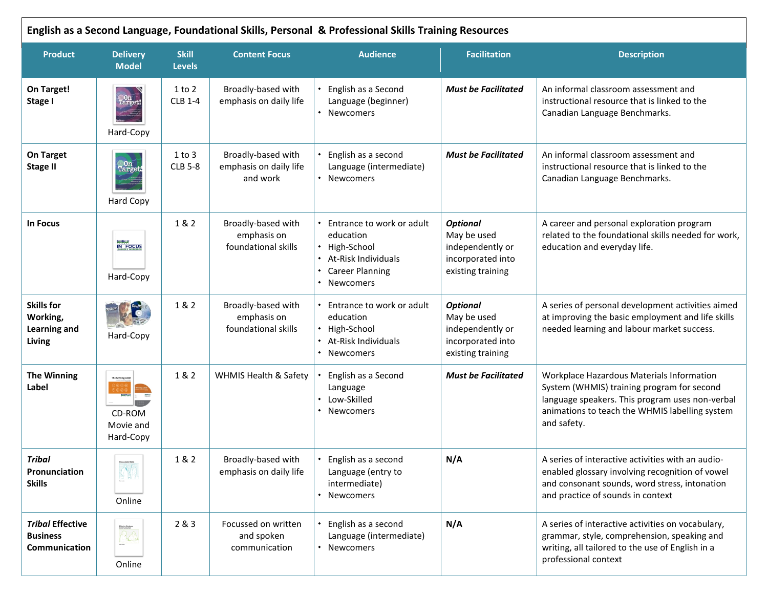**English as a Second Language, Foundational Skills, Personal & Professional Skills Training Resources**

| Product | Delivery Model | Skill Levels | Content Focus | Audience | Facilitation | Description |
|---|---|---|---|---|---|---|
| **On Target! Stage I** | Hard-Copy | 1 to 2<br>CLB 1-4 | Broadly-based with emphasis on daily life | • English as a Second Language (beginner)<br>• Newcomers | ***Must be Facilitated*** | An informal classroom assessment and instructional resource that is linked to the Canadian Language Benchmarks. |
| **On Target Stage II** | Hard Copy | 1 to 3<br>CLB 5-8 | Broadly-based with emphasis on daily life and work | • English as a second Language (intermediate)<br>• Newcomers | ***Must be Facilitated*** | An informal classroom assessment and instructional resource that is linked to the Canadian Language Benchmarks. |
| **In Focus** | Hard-Copy | 1 & 2 | Broadly-based with emphasis on foundational skills | • Entrance to work or adult education<br>• High-School<br>• At-Risk Individuals<br>• Career Planning<br>• Newcomers | ***Optional***<br>May be used independently or incorporated into existing training | A career and personal exploration program related to the foundational skills needed for work, education and everyday life. |
| **Skills for Working, Learning and Living** | Hard-Copy | 1 & 2 | Broadly-based with emphasis on foundational skills | • Entrance to work or adult education<br>• High-School<br>• At-Risk Individuals<br>• Newcomers | ***Optional***<br>May be used independently or incorporated into existing training | A series of personal development activities aimed at improving the basic employment and life skills needed learning and labour market success. |
| **The Winning Label** | CD-ROM Movie and Hard-Copy | 1 & 2 | WHMIS Health & Safety | • English as a Second Language<br>• Low-Skilled<br>• Newcomers | ***Must be Facilitated*** | Workplace Hazardous Materials Information System (WHMIS) training program for second language speakers. This program uses non-verbal animations to teach the WHMIS labelling system and safety. |
| ***Tribal* Pronunciation Skills** | Online | 1 & 2 | Broadly-based with emphasis on daily life | • English as a second Language (entry to intermediate)<br>• Newcomers | **N/A** | A series of interactive activities with an audio-enabled glossary involving recognition of vowel and consonant sounds, word stress, intonation and practice of sounds in context |
| ***Tribal* Effective Business Communication** | Online | 2 & 3 | Focussed on written and spoken communication | • English as a second Language (intermediate)<br>• Newcomers | **N/A** | A series of interactive activities on vocabulary, grammar, style, comprehension, speaking and writing, all tailored to the use of English in a professional context |